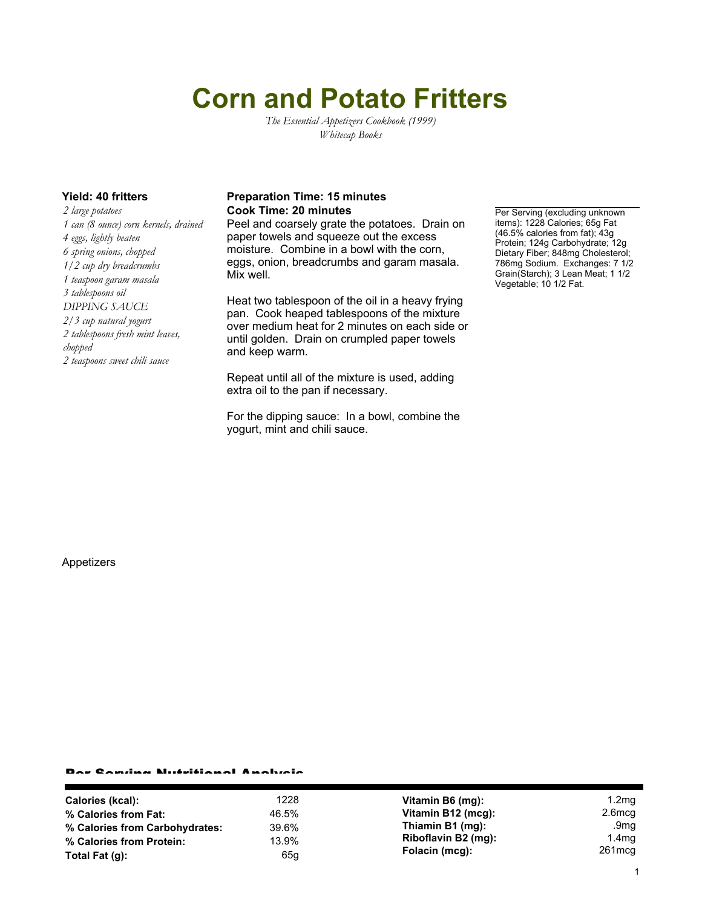# Corn and Potato Fritters

*The Essential Appetizers Cookbook (1999)*
*Whitecap Books*

**Yield: 40 fritters**

*2 large potatoes*
*1 can (8 ounce) corn kernels, drained*
*4 eggs, lightly beaten*
*6 spring onions, chopped*
*1/2 cup dry breadcrumbs*
*1 teaspoon garam masala*
*3 tablespoons oil*
*DIPPING SAUCE*
*2/3 cup natural yogurt*
*2 tablespoons fresh mint leaves, chopped*
*2 teaspoons sweet chili sauce*

**Preparation Time: 15 minutes**
**Cook Time: 20 minutes**

Peel and coarsely grate the potatoes. Drain on paper towels and squeeze out the excess moisture. Combine in a bowl with the corn, eggs, onion, breadcrumbs and garam masala. Mix well.

Heat two tablespoon of the oil in a heavy frying pan. Cook heaped tablespoons of the mixture over medium heat for 2 minutes on each side or until golden. Drain on crumpled paper towels and keep warm.

Repeat until all of the mixture is used, adding extra oil to the pan if necessary.

For the dipping sauce: In a bowl, combine the yogurt, mint and chili sauce.

Per Serving (excluding unknown items): 1228 Calories; 65g Fat (46.5% calories from fat); 43g Protein; 124g Carbohydrate; 12g Dietary Fiber; 848mg Cholesterol; 786mg Sodium. Exchanges: 7 1/2 Grain(Starch); 3 Lean Meat; 1 1/2 Vegetable; 10 1/2 Fat.

Appetizers

## Per Serving Nutritional Analysis

| | | | |
|---|---|---|---|
| **Calories (kcal):** | 1228 | **Vitamin B6 (mg):** | 1.2mg |
| **% Calories from Fat:** | 46.5% | **Vitamin B12 (mcg):** | 2.6mcg |
| **% Calories from Carbohydrates:** | 39.6% | **Thiamin B1 (mg):** | .9mg |
| **% Calories from Protein:** | 13.9% | **Riboflavin B2 (mg):** | 1.4mg |
| **Total Fat (g):** | 65g | **Folacin (mcg):** | 261mcg |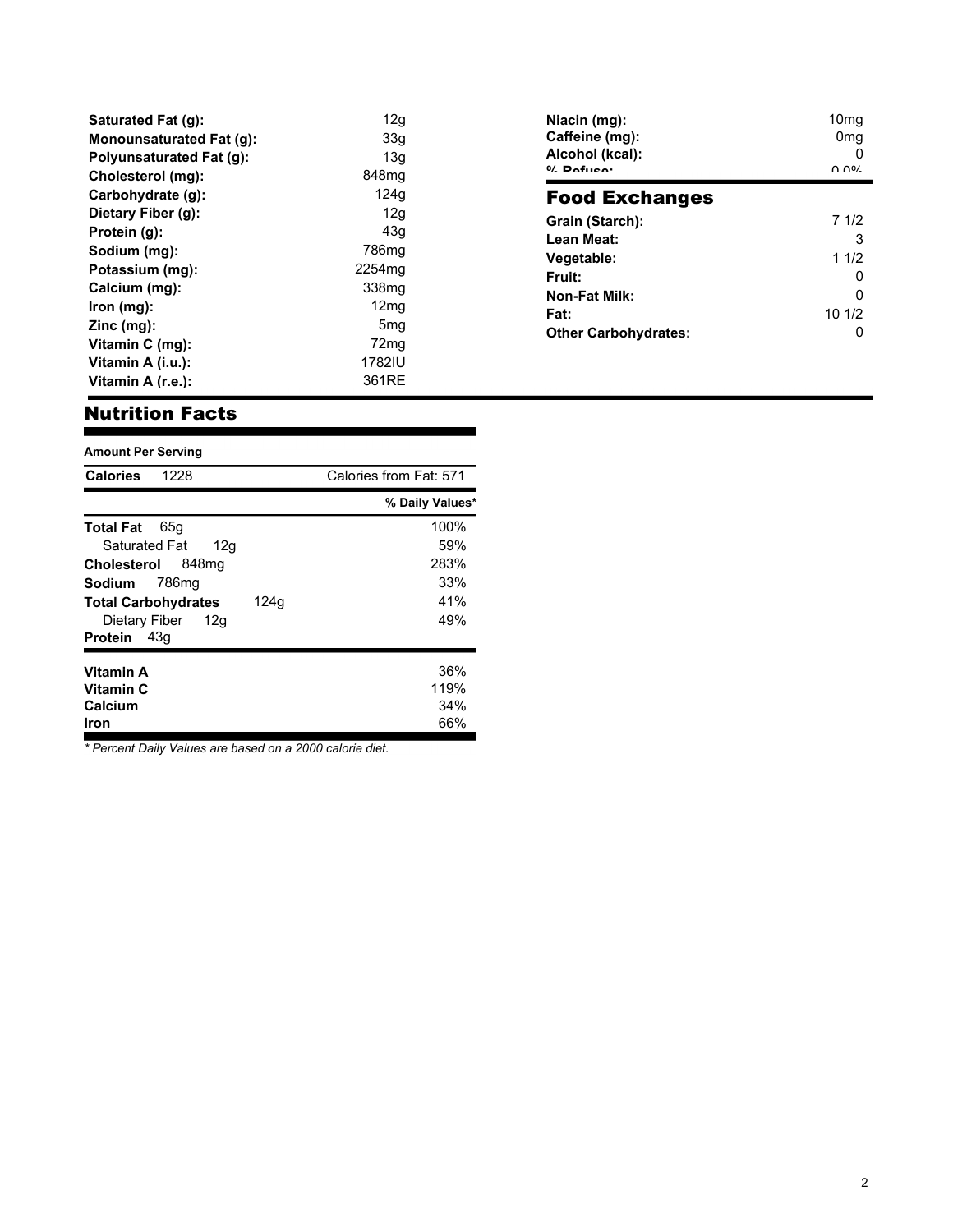| | |
|---|---|
| **Saturated Fat (g):** | 12g |
| **Monounsaturated Fat (g):** | 33g |
| **Polyunsaturated Fat (g):** | 13g |
| **Cholesterol (mg):** | 848mg |
| **Carbohydrate (g):** | 124g |
| **Dietary Fiber (g):** | 12g |
| **Protein (g):** | 43g |
| **Sodium (mg):** | 786mg |
| **Potassium (mg):** | 2254mg |
| **Calcium (mg):** | 338mg |
| **Iron (mg):** | 12mg |
| **Zinc (mg):** | 5mg |
| **Vitamin C (mg):** | 72mg |
| **Vitamin A (i.u.):** | 1782IU |
| **Vitamin A (r.e.):** | 361RE |
| **Niacin (mg):** | 10mg |
| **Caffeine (mg):** | 0mg |
| **Alcohol (kcal):** | 0 |
| **% Refuse:** | 0.0% |

## Food Exchanges

| | |
|---|---|
| **Grain (Starch):** | 7 1/2 |
| **Lean Meat:** | 3 |
| **Vegetable:** | 1 1/2 |
| **Fruit:** | 0 |
| **Non-Fat Milk:** | 0 |
| **Fat:** | 10 1/2 |
| **Other Carbohydrates:** | 0 |

## Nutrition Facts

**Amount Per Serving**

| | |
|---|---|
| **Calories** 1228 | Calories from Fat: 571 |
| | **% Daily Values*** |
| **Total Fat** 65g | 100% |
| Saturated Fat 12g | 59% |
| **Cholesterol** 848mg | 283% |
| **Sodium** 786mg | 33% |
| **Total Carbohydrates** 124g | 41% |
| Dietary Fiber 12g | 49% |
| **Protein** 43g | |
| **Vitamin A** | 36% |
| **Vitamin C** | 119% |
| **Calcium** | 34% |
| **Iron** | 66% |

*\* Percent Daily Values are based on a 2000 calorie diet.*